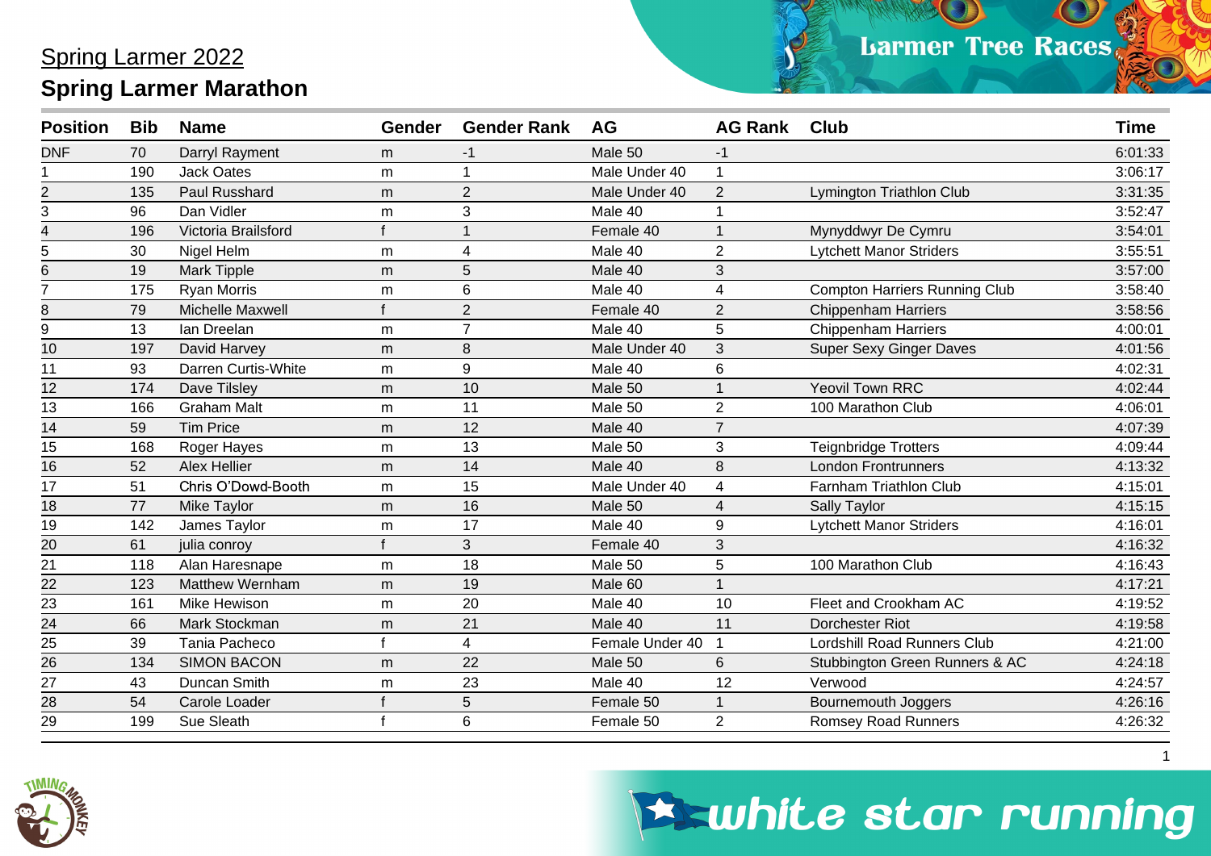## Spring Larmer 2022

# Spring Larmer Marathon

| Position | Bib | Name | Gender | Gender Rank | AG | AG Rank | Club | Time |
|---|---|---|---|---|---|---|---|---|
| DNF | 70 | Darryl Rayment | m | -1 | Male 50 | -1 | | 6:01:33 |
| 1 | 190 | Jack Oates | m | 1 | Male Under 40 | 1 | | 3:06:17 |
| 2 | 135 | Paul Russhard | m | 2 | Male Under 40 | 2 | Lymington Triathlon Club | 3:31:35 |
| 3 | 96 | Dan Vidler | m | 3 | Male 40 | 1 | | 3:52:47 |
| 4 | 196 | Victoria Brailsford | f | 1 | Female 40 | 1 | Mynyddwyr De Cymru | 3:54:01 |
| 5 | 30 | Nigel Helm | m | 4 | Male 40 | 2 | Lytchett Manor Striders | 3:55:51 |
| 6 | 19 | Mark Tipple | m | 5 | Male 40 | 3 | | 3:57:00 |
| 7 | 175 | Ryan Morris | m | 6 | Male 40 | 4 | Compton Harriers Running Club | 3:58:40 |
| 8 | 79 | Michelle Maxwell | f | 2 | Female 40 | 2 | Chippenham Harriers | 3:58:56 |
| 9 | 13 | Ian Dreelan | m | 7 | Male 40 | 5 | Chippenham Harriers | 4:00:01 |
| 10 | 197 | David Harvey | m | 8 | Male Under 40 | 3 | Super Sexy Ginger Daves | 4:01:56 |
| 11 | 93 | Darren Curtis-White | m | 9 | Male 40 | 6 | | 4:02:31 |
| 12 | 174 | Dave Tilsley | m | 10 | Male 50 | 1 | Yeovil Town RRC | 4:02:44 |
| 13 | 166 | Graham Malt | m | 11 | Male 50 | 2 | 100 Marathon Club | 4:06:01 |
| 14 | 59 | Tim Price | m | 12 | Male 40 | 7 | | 4:07:39 |
| 15 | 168 | Roger Hayes | m | 13 | Male 50 | 3 | Teignbridge Trotters | 4:09:44 |
| 16 | 52 | Alex Hellier | m | 14 | Male 40 | 8 | London Frontrunners | 4:13:32 |
| 17 | 51 | Chris O'Dowd-Booth | m | 15 | Male Under 40 | 4 | Farnham Triathlon Club | 4:15:01 |
| 18 | 77 | Mike Taylor | m | 16 | Male 50 | 4 | Sally Taylor | 4:15:15 |
| 19 | 142 | James Taylor | m | 17 | Male 40 | 9 | Lytchett Manor Striders | 4:16:01 |
| 20 | 61 | julia conroy | f | 3 | Female 40 | 3 | | 4:16:32 |
| 21 | 118 | Alan Haresnape | m | 18 | Male 50 | 5 | 100 Marathon Club | 4:16:43 |
| 22 | 123 | Matthew Wernham | m | 19 | Male 60 | 1 | | 4:17:21 |
| 23 | 161 | Mike Hewison | m | 20 | Male 40 | 10 | Fleet and Crookham AC | 4:19:52 |
| 24 | 66 | Mark Stockman | m | 21 | Male 40 | 11 | Dorchester Riot | 4:19:58 |
| 25 | 39 | Tania Pacheco | f | 4 | Female Under 40 | 1 | Lordshill Road Runners Club | 4:21:00 |
| 26 | 134 | SIMON BACON | m | 22 | Male 50 | 6 | Stubbington Green Runners & AC | 4:24:18 |
| 27 | 43 | Duncan Smith | m | 23 | Male 40 | 12 | Verwood | 4:24:57 |
| 28 | 54 | Carole Loader | f | 5 | Female 50 | 1 | Bournemouth Joggers | 4:26:16 |
| 29 | 199 | Sue Sleath | f | 6 | Female 50 | 2 | Romsey Road Runners | 4:26:32 |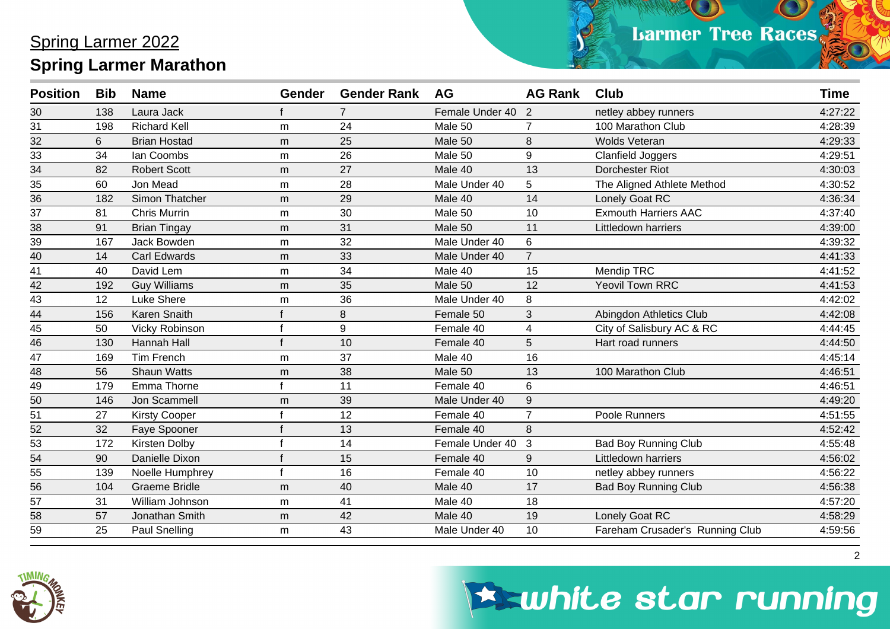## Spring Larmer 2022

## Spring Larmer Marathon

| Position | Bib | Name | Gender | Gender Rank | AG | AG Rank | Club | Time |
|---|---|---|---|---|---|---|---|---|
| 30 | 138 | Laura Jack | f | 7 | Female Under 40 | 2 | netley abbey runners | 4:27:22 |
| 31 | 198 | Richard Kell | m | 24 | Male 50 | 7 | 100 Marathon Club | 4:28:39 |
| 32 | 6 | Brian Hostad | m | 25 | Male 50 | 8 | Wolds Veteran | 4:29:33 |
| 33 | 34 | Ian Coombs | m | 26 | Male 50 | 9 | Clanfield Joggers | 4:29:51 |
| 34 | 82 | Robert Scott | m | 27 | Male 40 | 13 | Dorchester Riot | 4:30:03 |
| 35 | 60 | Jon Mead | m | 28 | Male Under 40 | 5 | The Aligned Athlete Method | 4:30:52 |
| 36 | 182 | Simon Thatcher | m | 29 | Male 40 | 14 | Lonely Goat RC | 4:36:34 |
| 37 | 81 | Chris Murrin | m | 30 | Male 50 | 10 | Exmouth Harriers AAC | 4:37:40 |
| 38 | 91 | Brian Tingay | m | 31 | Male 50 | 11 | Littledown harriers | 4:39:00 |
| 39 | 167 | Jack Bowden | m | 32 | Male Under 40 | 6 | | 4:39:32 |
| 40 | 14 | Carl Edwards | m | 33 | Male Under 40 | 7 | | 4:41:33 |
| 41 | 40 | David Lem | m | 34 | Male 40 | 15 | Mendip TRC | 4:41:52 |
| 42 | 192 | Guy Williams | m | 35 | Male 50 | 12 | Yeovil Town RRC | 4:41:53 |
| 43 | 12 | Luke Shere | m | 36 | Male Under 40 | 8 | | 4:42:02 |
| 44 | 156 | Karen Snaith | f | 8 | Female 50 | 3 | Abingdon Athletics Club | 4:42:08 |
| 45 | 50 | Vicky Robinson | f | 9 | Female 40 | 4 | City of Salisbury AC & RC | 4:44:45 |
| 46 | 130 | Hannah Hall | f | 10 | Female 40 | 5 | Hart road runners | 4:44:50 |
| 47 | 169 | Tim French | m | 37 | Male 40 | 16 | | 4:45:14 |
| 48 | 56 | Shaun Watts | m | 38 | Male 50 | 13 | 100 Marathon Club | 4:46:51 |
| 49 | 179 | Emma Thorne | f | 11 | Female 40 | 6 | | 4:46:51 |
| 50 | 146 | Jon Scammell | m | 39 | Male Under 40 | 9 | | 4:49:20 |
| 51 | 27 | Kirsty Cooper | f | 12 | Female 40 | 7 | Poole Runners | 4:51:55 |
| 52 | 32 | Faye Spooner | f | 13 | Female 40 | 8 | | 4:52:42 |
| 53 | 172 | Kirsten Dolby | f | 14 | Female Under 40 | 3 | Bad Boy Running Club | 4:55:48 |
| 54 | 90 | Danielle Dixon | f | 15 | Female 40 | 9 | Littledown harriers | 4:56:02 |
| 55 | 139 | Noelle Humphrey | f | 16 | Female 40 | 10 | netley abbey runners | 4:56:22 |
| 56 | 104 | Graeme Bridle | m | 40 | Male 40 | 17 | Bad Boy Running Club | 4:56:38 |
| 57 | 31 | William Johnson | m | 41 | Male 40 | 18 | | 4:57:20 |
| 58 | 57 | Jonathan Smith | m | 42 | Male 40 | 19 | Lonely Goat RC | 4:58:29 |
| 59 | 25 | Paul Snelling | m | 43 | Male Under 40 | 10 | Fareham Crusader's Running Club | 4:59:56 |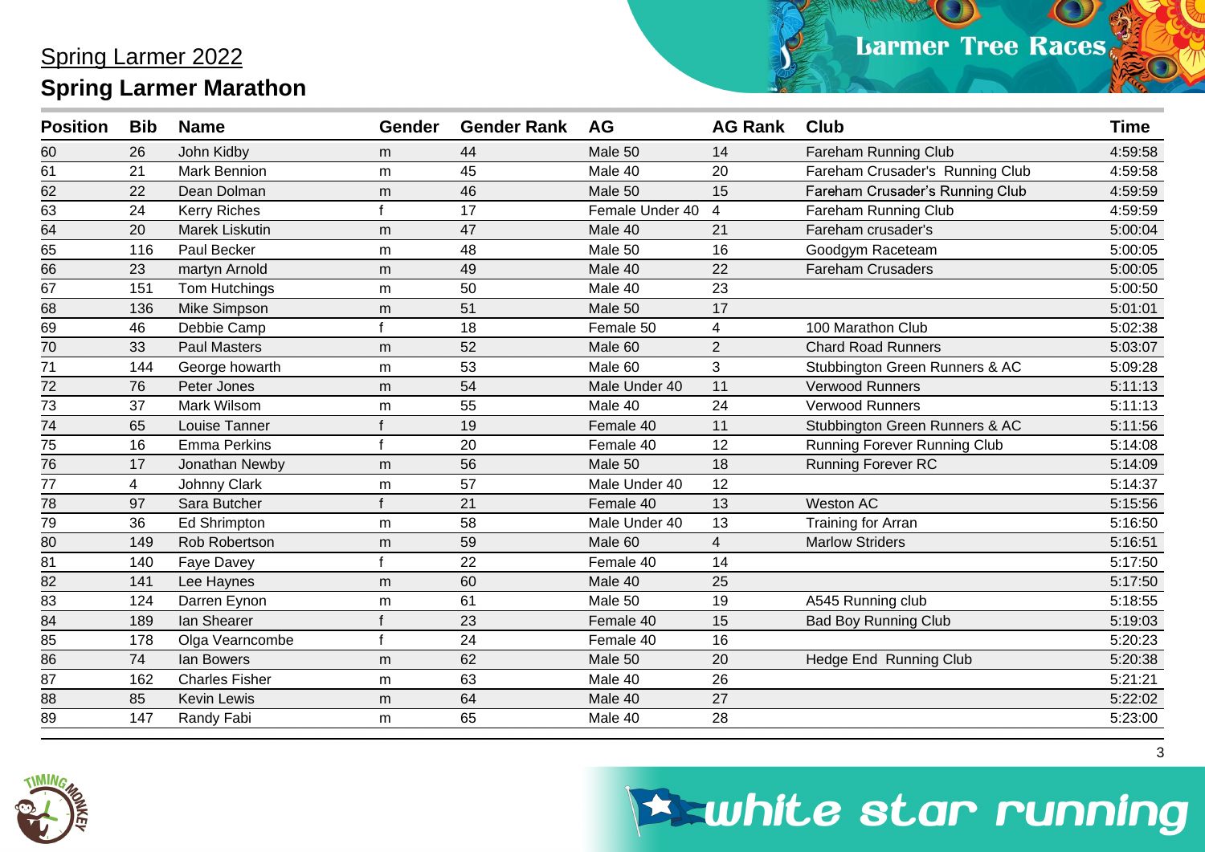# Spring Larmer 2022

## Spring Larmer Marathon

| Position | Bib | Name | Gender | Gender Rank | AG | AG Rank | Club | Time |
|---|---|---|---|---|---|---|---|---|
| 60 | 26 | John Kidby | m | 44 | Male 50 | 14 | Fareham Running Club | 4:59:58 |
| 61 | 21 | Mark Bennion | m | 45 | Male 40 | 20 | Fareham Crusader's Running Club | 4:59:58 |
| 62 | 22 | Dean Dolman | m | 46 | Male 50 | 15 | Fareham Crusader's Running Club | 4:59:59 |
| 63 | 24 | Kerry Riches | f | 17 | Female Under 40 | 4 | Fareham Running Club | 4:59:59 |
| 64 | 20 | Marek Liskutin | m | 47 | Male 40 | 21 | Fareham crusader's | 5:00:04 |
| 65 | 116 | Paul Becker | m | 48 | Male 50 | 16 | Goodgym Raceteam | 5:00:05 |
| 66 | 23 | martyn Arnold | m | 49 | Male 40 | 22 | Fareham Crusaders | 5:00:05 |
| 67 | 151 | Tom Hutchings | m | 50 | Male 40 | 23 | | 5:00:50 |
| 68 | 136 | Mike Simpson | m | 51 | Male 50 | 17 | | 5:01:01 |
| 69 | 46 | Debbie Camp | f | 18 | Female 50 | 4 | 100 Marathon Club | 5:02:38 |
| 70 | 33 | Paul Masters | m | 52 | Male 60 | 2 | Chard Road Runners | 5:03:07 |
| 71 | 144 | George howarth | m | 53 | Male 60 | 3 | Stubbington Green Runners & AC | 5:09:28 |
| 72 | 76 | Peter Jones | m | 54 | Male Under 40 | 11 | Verwood Runners | 5:11:13 |
| 73 | 37 | Mark Wilsom | m | 55 | Male 40 | 24 | Verwood Runners | 5:11:13 |
| 74 | 65 | Louise Tanner | f | 19 | Female 40 | 11 | Stubbington Green Runners & AC | 5:11:56 |
| 75 | 16 | Emma Perkins | f | 20 | Female 40 | 12 | Running Forever Running Club | 5:14:08 |
| 76 | 17 | Jonathan Newby | m | 56 | Male 50 | 18 | Running Forever RC | 5:14:09 |
| 77 | 4 | Johnny Clark | m | 57 | Male Under 40 | 12 | | 5:14:37 |
| 78 | 97 | Sara Butcher | f | 21 | Female 40 | 13 | Weston AC | 5:15:56 |
| 79 | 36 | Ed Shrimpton | m | 58 | Male Under 40 | 13 | Training for Arran | 5:16:50 |
| 80 | 149 | Rob Robertson | m | 59 | Male 60 | 4 | Marlow Striders | 5:16:51 |
| 81 | 140 | Faye Davey | f | 22 | Female 40 | 14 | | 5:17:50 |
| 82 | 141 | Lee Haynes | m | 60 | Male 40 | 25 | | 5:17:50 |
| 83 | 124 | Darren Eynon | m | 61 | Male 50 | 19 | A545 Running club | 5:18:55 |
| 84 | 189 | Ian Shearer | f | 23 | Female 40 | 15 | Bad Boy Running Club | 5:19:03 |
| 85 | 178 | Olga Vearncombe | f | 24 | Female 40 | 16 | | 5:20:23 |
| 86 | 74 | Ian Bowers | m | 62 | Male 50 | 20 | Hedge End Running Club | 5:20:38 |
| 87 | 162 | Charles Fisher | m | 63 | Male 40 | 26 | | 5:21:21 |
| 88 | 85 | Kevin Lewis | m | 64 | Male 40 | 27 | | 5:22:02 |
| 89 | 147 | Randy Fabi | m | 65 | Male 40 | 28 | | 5:23:00 |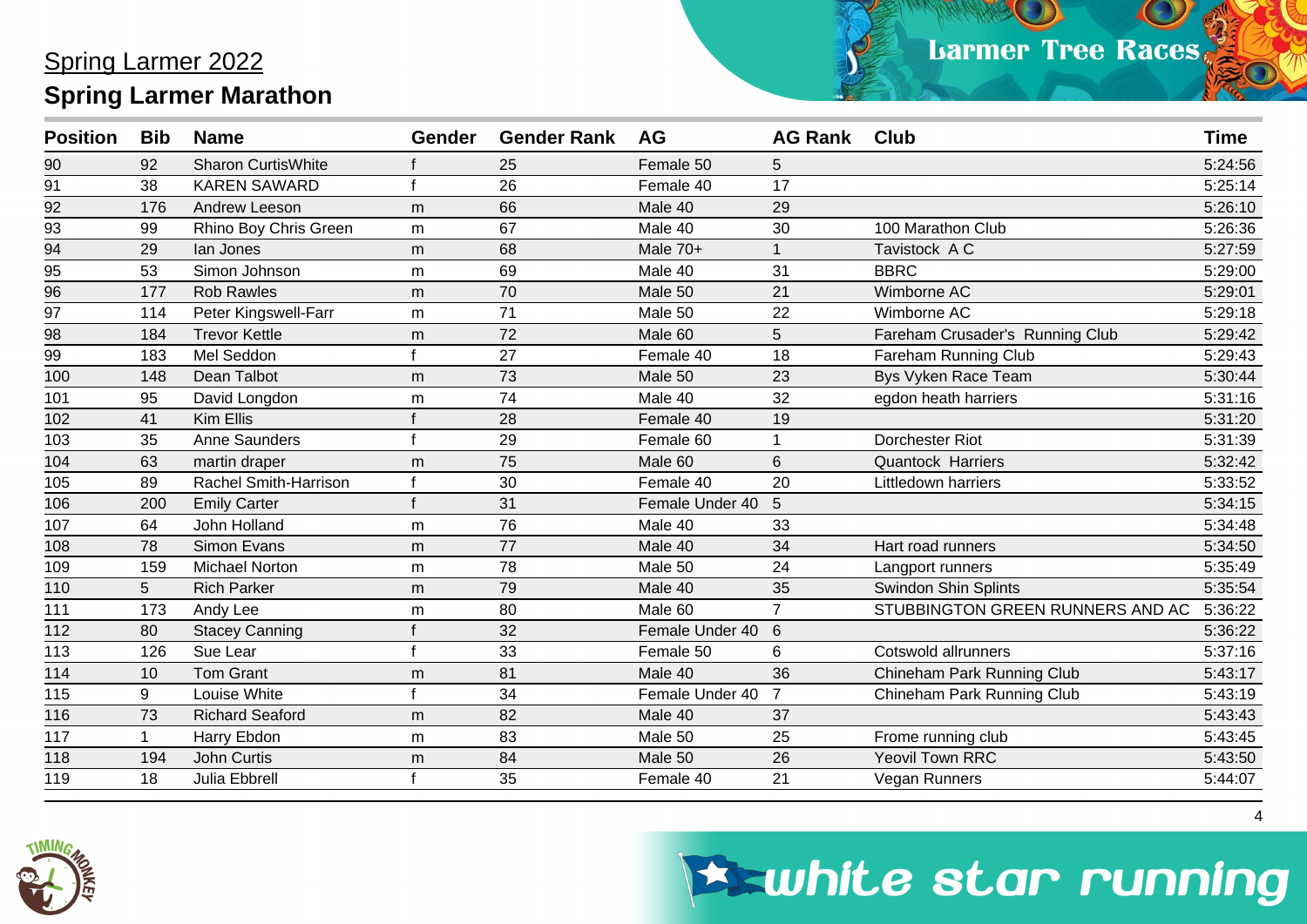# Spring Larmer 2022

## Spring Larmer Marathon

| Position | Bib | Name | Gender | Gender Rank | AG | AG Rank | Club | Time |
|---|---|---|---|---|---|---|---|---|
| 90 | 92 | Sharon CurtisWhite | f | 25 | Female 50 | 5 | | 5:24:56 |
| 91 | 38 | KAREN SAWARD | f | 26 | Female 40 | 17 | | 5:25:14 |
| 92 | 176 | Andrew Leeson | m | 66 | Male 40 | 29 | | 5:26:10 |
| 93 | 99 | Rhino Boy Chris Green | m | 67 | Male 40 | 30 | 100 Marathon Club | 5:26:36 |
| 94 | 29 | Ian Jones | m | 68 | Male 70+ | 1 | Tavistock A C | 5:27:59 |
| 95 | 53 | Simon Johnson | m | 69 | Male 40 | 31 | BBRC | 5:29:00 |
| 96 | 177 | Rob Rawles | m | 70 | Male 50 | 21 | Wimborne AC | 5:29:01 |
| 97 | 114 | Peter Kingswell-Farr | m | 71 | Male 50 | 22 | Wimborne AC | 5:29:18 |
| 98 | 184 | Trevor Kettle | m | 72 | Male 60 | 5 | Fareham Crusader's Running Club | 5:29:42 |
| 99 | 183 | Mel Seddon | f | 27 | Female 40 | 18 | Fareham Running Club | 5:29:43 |
| 100 | 148 | Dean Talbot | m | 73 | Male 50 | 23 | Bys Vyken Race Team | 5:30:44 |
| 101 | 95 | David Longdon | m | 74 | Male 40 | 32 | egdon heath harriers | 5:31:16 |
| 102 | 41 | Kim Ellis | f | 28 | Female 40 | 19 | | 5:31:20 |
| 103 | 35 | Anne Saunders | f | 29 | Female 60 | 1 | Dorchester Riot | 5:31:39 |
| 104 | 63 | martin draper | m | 75 | Male 60 | 6 | Quantock Harriers | 5:32:42 |
| 105 | 89 | Rachel Smith-Harrison | f | 30 | Female 40 | 20 | Littledown harriers | 5:33:52 |
| 106 | 200 | Emily Carter | f | 31 | Female Under 40 | 5 | | 5:34:15 |
| 107 | 64 | John Holland | m | 76 | Male 40 | 33 | | 5:34:48 |
| 108 | 78 | Simon Evans | m | 77 | Male 40 | 34 | Hart road runners | 5:34:50 |
| 109 | 159 | Michael Norton | m | 78 | Male 50 | 24 | Langport runners | 5:35:49 |
| 110 | 5 | Rich Parker | m | 79 | Male 40 | 35 | Swindon Shin Splints | 5:35:54 |
| 111 | 173 | Andy Lee | m | 80 | Male 60 | 7 | STUBBINGTON GREEN RUNNERS AND AC | 5:36:22 |
| 112 | 80 | Stacey Canning | f | 32 | Female Under 40 | 6 | | 5:36:22 |
| 113 | 126 | Sue Lear | f | 33 | Female 50 | 6 | Cotswold allrunners | 5:37:16 |
| 114 | 10 | Tom Grant | m | 81 | Male 40 | 36 | Chineham Park Running Club | 5:43:17 |
| 115 | 9 | Louise White | f | 34 | Female Under 40 | 7 | Chineham Park Running Club | 5:43:19 |
| 116 | 73 | Richard Seaford | m | 82 | Male 40 | 37 | | 5:43:43 |
| 117 | 1 | Harry Ebdon | m | 83 | Male 50 | 25 | Frome running club | 5:43:45 |
| 118 | 194 | John Curtis | m | 84 | Male 50 | 26 | Yeovil Town RRC | 5:43:50 |
| 119 | 18 | Julia Ebbrell | f | 35 | Female 40 | 21 | Vegan Runners | 5:44:07 |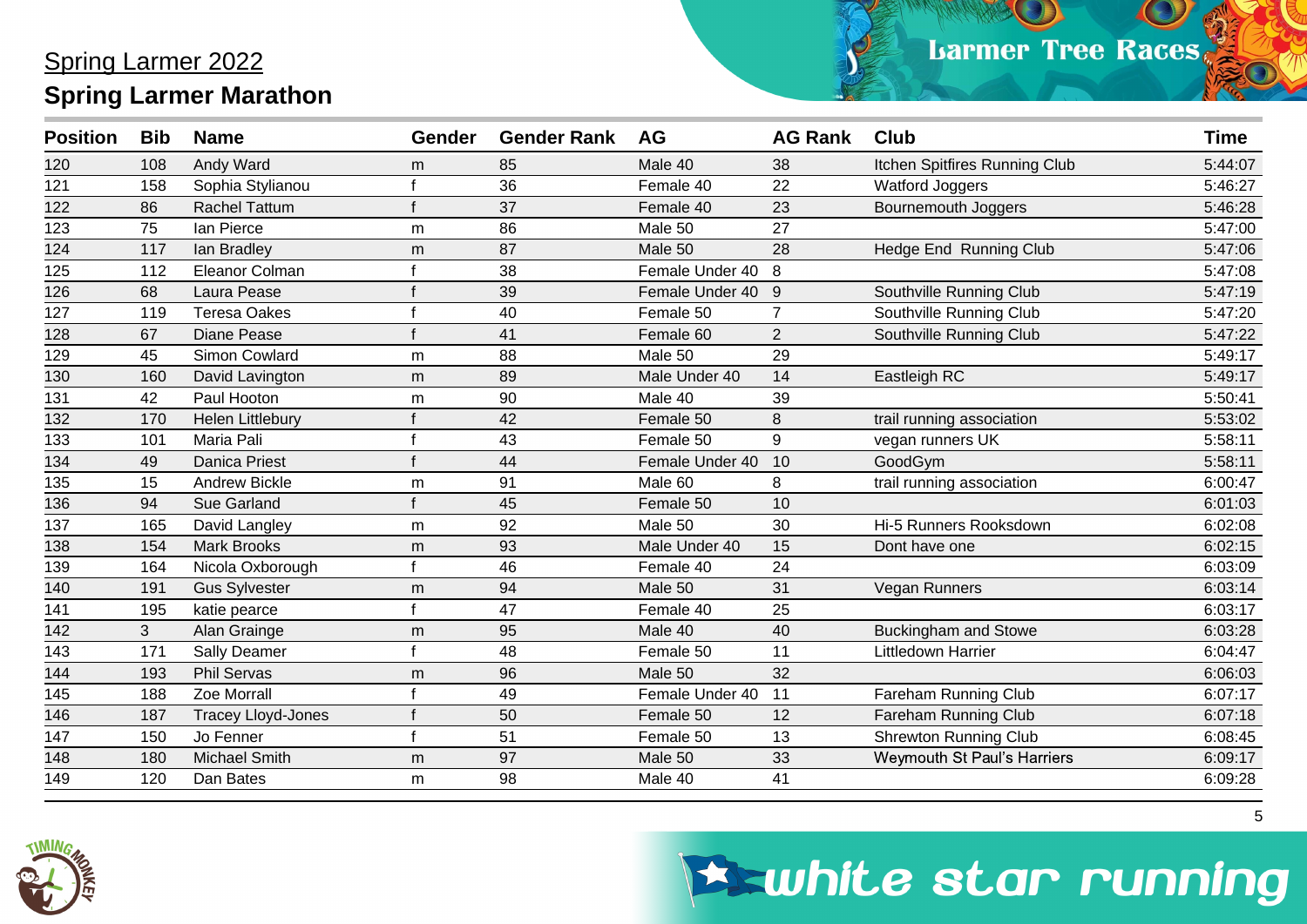# Spring Larmer 2022

## Spring Larmer Marathon

| Position | Bib | Name | Gender | Gender Rank | AG | AG Rank | Club | Time |
|---|---|---|---|---|---|---|---|---|
| 120 | 108 | Andy Ward | m | 85 | Male 40 | 38 | Itchen Spitfires Running Club | 5:44:07 |
| 121 | 158 | Sophia Stylianou | f | 36 | Female 40 | 22 | Watford Joggers | 5:46:27 |
| 122 | 86 | Rachel Tattum | f | 37 | Female 40 | 23 | Bournemouth Joggers | 5:46:28 |
| 123 | 75 | Ian Pierce | m | 86 | Male 50 | 27 | | 5:47:00 |
| 124 | 117 | Ian Bradley | m | 87 | Male 50 | 28 | Hedge End Running Club | 5:47:06 |
| 125 | 112 | Eleanor Colman | f | 38 | Female Under 40 | 8 | | 5:47:08 |
| 126 | 68 | Laura Pease | f | 39 | Female Under 40 | 9 | Southville Running Club | 5:47:19 |
| 127 | 119 | Teresa Oakes | f | 40 | Female 50 | 7 | Southville Running Club | 5:47:20 |
| 128 | 67 | Diane Pease | f | 41 | Female 60 | 2 | Southville Running Club | 5:47:22 |
| 129 | 45 | Simon Cowlard | m | 88 | Male 50 | 29 | | 5:49:17 |
| 130 | 160 | David Lavington | m | 89 | Male Under 40 | 14 | Eastleigh RC | 5:49:17 |
| 131 | 42 | Paul Hooton | m | 90 | Male 40 | 39 | | 5:50:41 |
| 132 | 170 | Helen Littlebury | f | 42 | Female 50 | 8 | trail running association | 5:53:02 |
| 133 | 101 | Maria Pali | f | 43 | Female 50 | 9 | vegan runners UK | 5:58:11 |
| 134 | 49 | Danica Priest | f | 44 | Female Under 40 | 10 | GoodGym | 5:58:11 |
| 135 | 15 | Andrew Bickle | m | 91 | Male 60 | 8 | trail running association | 6:00:47 |
| 136 | 94 | Sue Garland | f | 45 | Female 50 | 10 | | 6:01:03 |
| 137 | 165 | David Langley | m | 92 | Male 50 | 30 | Hi-5 Runners Rooksdown | 6:02:08 |
| 138 | 154 | Mark Brooks | m | 93 | Male Under 40 | 15 | Dont have one | 6:02:15 |
| 139 | 164 | Nicola Oxborough | f | 46 | Female 40 | 24 | | 6:03:09 |
| 140 | 191 | Gus Sylvester | m | 94 | Male 50 | 31 | Vegan Runners | 6:03:14 |
| 141 | 195 | katie pearce | f | 47 | Female 40 | 25 | | 6:03:17 |
| 142 | 3 | Alan Grainge | m | 95 | Male 40 | 40 | Buckingham and Stowe | 6:03:28 |
| 143 | 171 | Sally Deamer | f | 48 | Female 50 | 11 | Littledown Harrier | 6:04:47 |
| 144 | 193 | Phil Servas | m | 96 | Male 50 | 32 | | 6:06:03 |
| 145 | 188 | Zoe Morrall | f | 49 | Female Under 40 | 11 | Fareham Running Club | 6:07:17 |
| 146 | 187 | Tracey Lloyd-Jones | f | 50 | Female 50 | 12 | Fareham Running Club | 6:07:18 |
| 147 | 150 | Jo Fenner | f | 51 | Female 50 | 13 | Shrewton Running Club | 6:08:45 |
| 148 | 180 | Michael Smith | m | 97 | Male 50 | 33 | Weymouth St Paul's Harriers | 6:09:17 |
| 149 | 120 | Dan Bates | m | 98 | Male 40 | 41 | | 6:09:28 |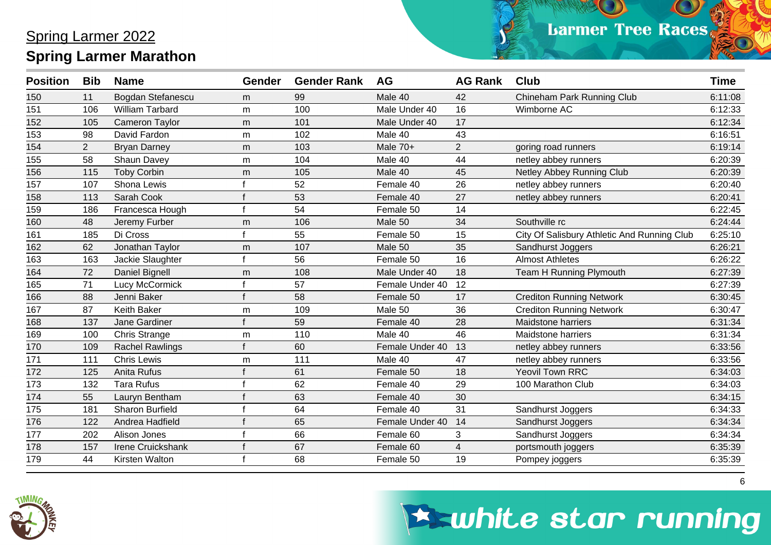## Spring Larmer 2022

## Spring Larmer Marathon

| Position | Bib | Name | Gender | Gender Rank | AG | AG Rank | Club | Time |
|---|---|---|---|---|---|---|---|---|
| 150 | 11 | Bogdan Stefanescu | m | 99 | Male 40 | 42 | Chineham Park Running Club | 6:11:08 |
| 151 | 106 | William Tarbard | m | 100 | Male Under 40 | 16 | Wimborne AC | 6:12:33 |
| 152 | 105 | Cameron Taylor | m | 101 | Male Under 40 | 17 | | 6:12:34 |
| 153 | 98 | David Fardon | m | 102 | Male 40 | 43 | | 6:16:51 |
| 154 | 2 | Bryan Darney | m | 103 | Male 70+ | 2 | goring road runners | 6:19:14 |
| 155 | 58 | Shaun Davey | m | 104 | Male 40 | 44 | netley abbey runners | 6:20:39 |
| 156 | 115 | Toby Corbin | m | 105 | Male 40 | 45 | Netley Abbey Running Club | 6:20:39 |
| 157 | 107 | Shona Lewis | f | 52 | Female 40 | 26 | netley abbey runners | 6:20:40 |
| 158 | 113 | Sarah Cook | f | 53 | Female 40 | 27 | netley abbey runners | 6:20:41 |
| 159 | 186 | Francesca Hough | f | 54 | Female 50 | 14 | | 6:22:45 |
| 160 | 48 | Jeremy Furber | m | 106 | Male 50 | 34 | Southville rc | 6:24:44 |
| 161 | 185 | Di Cross | f | 55 | Female 50 | 15 | City Of Salisbury Athletic And Running Club | 6:25:10 |
| 162 | 62 | Jonathan Taylor | m | 107 | Male 50 | 35 | Sandhurst Joggers | 6:26:21 |
| 163 | 163 | Jackie Slaughter | f | 56 | Female 50 | 16 | Almost Athletes | 6:26:22 |
| 164 | 72 | Daniel Bignell | m | 108 | Male Under 40 | 18 | Team H Running Plymouth | 6:27:39 |
| 165 | 71 | Lucy McCormick | f | 57 | Female Under 40 | 12 | | 6:27:39 |
| 166 | 88 | Jenni Baker | f | 58 | Female 50 | 17 | Crediton Running Network | 6:30:45 |
| 167 | 87 | Keith Baker | m | 109 | Male 50 | 36 | Crediton Running Network | 6:30:47 |
| 168 | 137 | Jane Gardiner | f | 59 | Female 40 | 28 | Maidstone harriers | 6:31:34 |
| 169 | 100 | Chris Strange | m | 110 | Male 40 | 46 | Maidstone harriers | 6:31:34 |
| 170 | 109 | Rachel Rawlings | f | 60 | Female Under 40 | 13 | netley abbey runners | 6:33:56 |
| 171 | 111 | Chris Lewis | m | 111 | Male 40 | 47 | netley abbey runners | 6:33:56 |
| 172 | 125 | Anita Rufus | f | 61 | Female 50 | 18 | Yeovil Town RRC | 6:34:03 |
| 173 | 132 | Tara Rufus | f | 62 | Female 40 | 29 | 100 Marathon Club | 6:34:03 |
| 174 | 55 | Lauryn Bentham | f | 63 | Female 40 | 30 | | 6:34:15 |
| 175 | 181 | Sharon Burfield | f | 64 | Female 40 | 31 | Sandhurst Joggers | 6:34:33 |
| 176 | 122 | Andrea Hadfield | f | 65 | Female Under 40 | 14 | Sandhurst Joggers | 6:34:34 |
| 177 | 202 | Alison Jones | f | 66 | Female 60 | 3 | Sandhurst Joggers | 6:34:34 |
| 178 | 157 | Irene Cruickshank | f | 67 | Female 60 | 4 | portsmouth joggers | 6:35:39 |
| 179 | 44 | Kirsten Walton | f | 68 | Female 50 | 19 | Pompey joggers | 6:35:39 |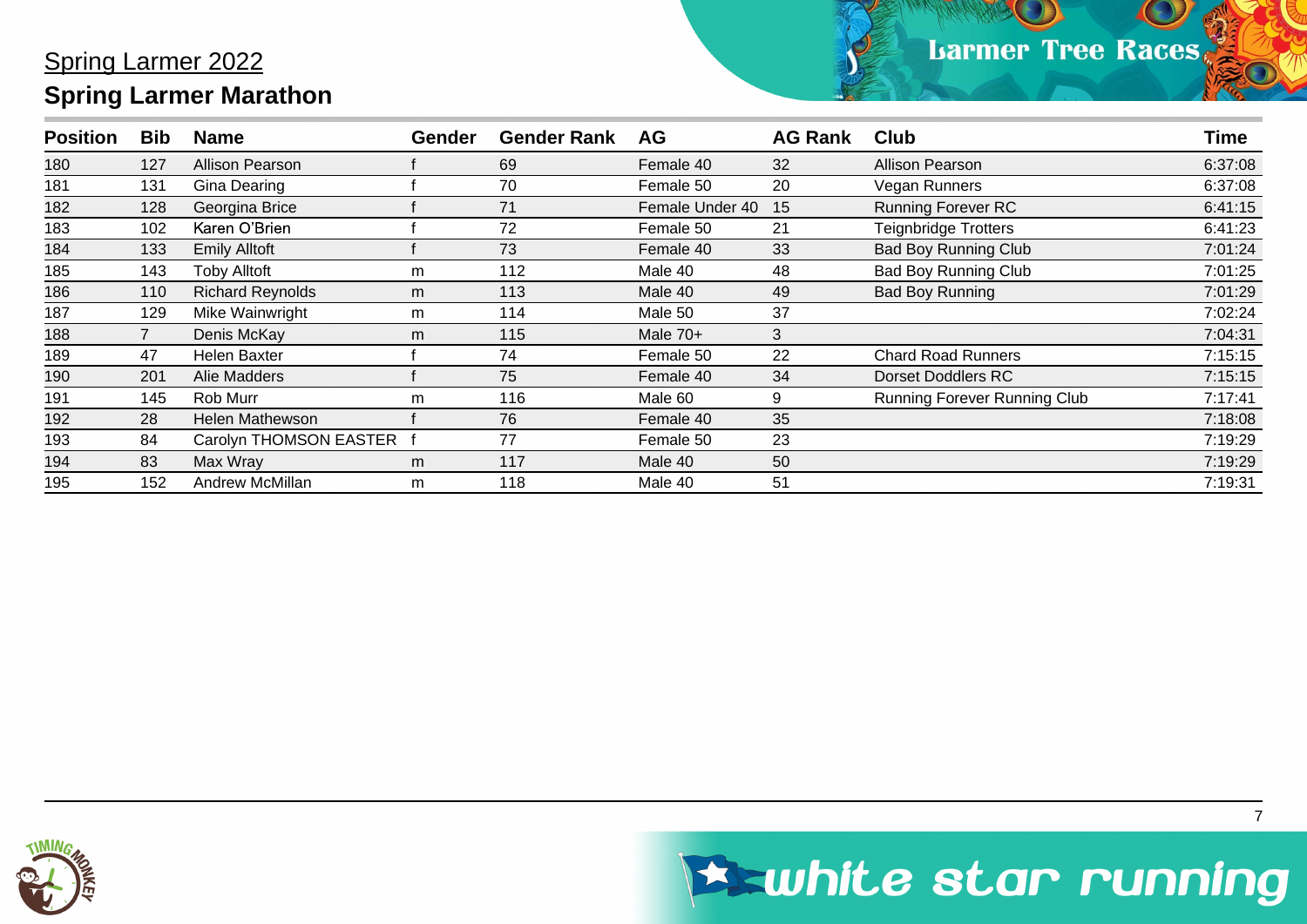## Spring Larmer 2022

# Spring Larmer Marathon

| Position | Bib | Name | Gender | Gender Rank | AG | AG Rank | Club | Time |
|---|---|---|---|---|---|---|---|---|
| 180 | 127 | Allison Pearson | f | 69 | Female 40 | 32 | Allison Pearson | 6:37:08 |
| 181 | 131 | Gina Dearing | f | 70 | Female 50 | 20 | Vegan Runners | 6:37:08 |
| 182 | 128 | Georgina Brice | f | 71 | Female Under 40 | 15 | Running Forever RC | 6:41:15 |
| 183 | 102 | Karen O'Brien | f | 72 | Female 50 | 21 | Teignbridge Trotters | 6:41:23 |
| 184 | 133 | Emily Alltoft | f | 73 | Female 40 | 33 | Bad Boy Running Club | 7:01:24 |
| 185 | 143 | Toby Alltoft | m | 112 | Male 40 | 48 | Bad Boy Running Club | 7:01:25 |
| 186 | 110 | Richard Reynolds | m | 113 | Male 40 | 49 | Bad Boy Running | 7:01:29 |
| 187 | 129 | Mike Wainwright | m | 114 | Male 50 | 37 | | 7:02:24 |
| 188 | 7 | Denis McKay | m | 115 | Male 70+ | 3 | | 7:04:31 |
| 189 | 47 | Helen Baxter | f | 74 | Female 50 | 22 | Chard Road Runners | 7:15:15 |
| 190 | 201 | Alie Madders | f | 75 | Female 40 | 34 | Dorset Doddlers RC | 7:15:15 |
| 191 | 145 | Rob Murr | m | 116 | Male 60 | 9 | Running Forever Running Club | 7:17:41 |
| 192 | 28 | Helen Mathewson | f | 76 | Female 40 | 35 | | 7:18:08 |
| 193 | 84 | Carolyn THOMSON EASTER | f | 77 | Female 50 | 23 | | 7:19:29 |
| 194 | 83 | Max Wray | m | 117 | Male 40 | 50 | | 7:19:29 |
| 195 | 152 | Andrew McMillan | m | 118 | Male 40 | 51 | | 7:19:31 |